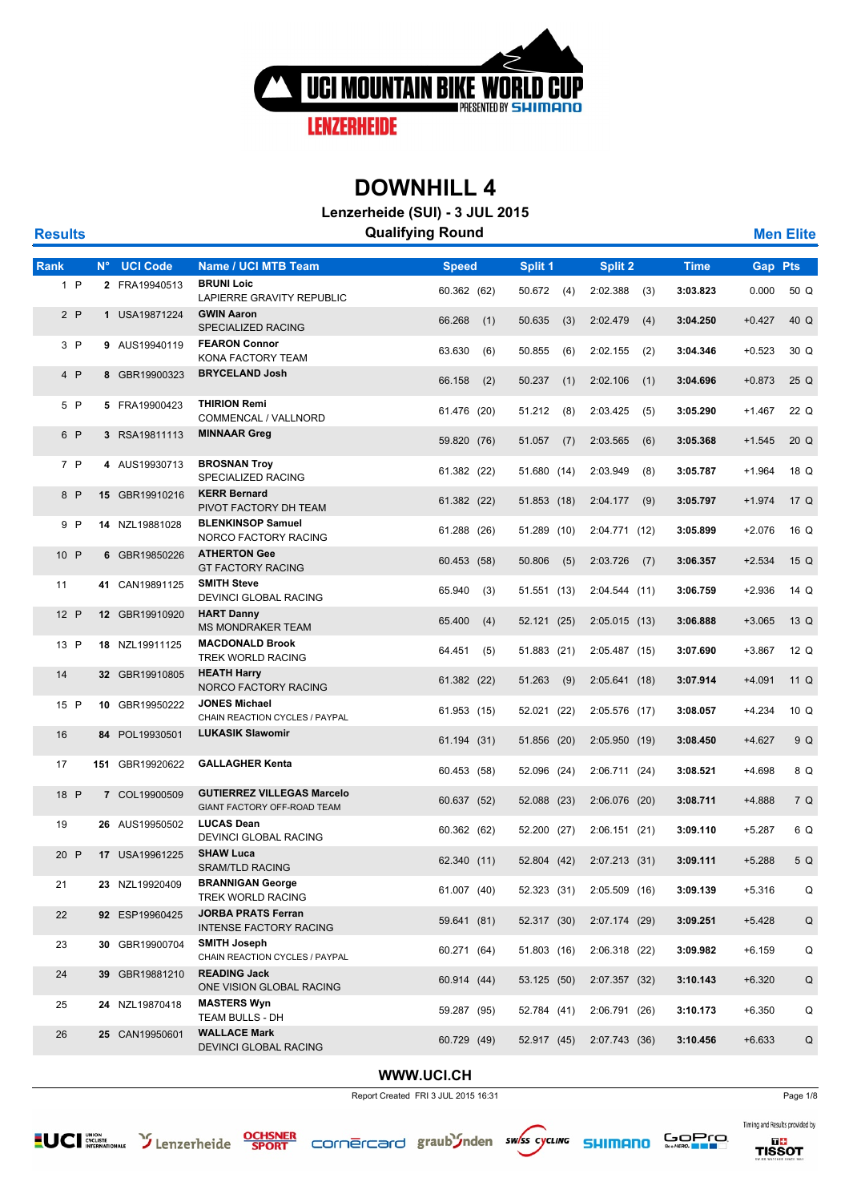# UCI MOUNTAIN BIKE WORLD CUP

PRESENTED BY SHIMANO

LENZERHEIDE

## DOWNHILL 4

**Lenzerheide (SUI) - 3 JUL 2015**

**Results** | **Qualifying Round** | **Men Elite**

| Rank | N° | UCI Code | Name / UCI MTB Team | Speed | Split 1 | Split 2 | Time | Gap | Pts |
|---|---|---|---|---|---|---|---|---|---|
| 1 P | 2 | FRA19940513 | **BRUNI Loic** LAPIERRE GRAVITY REPUBLIC | 60.362 (62) | 50.672 (4) | 2:02.388 (3) | **3:03.823** | 0.000 | 50 Q |
| 2 P | 1 | USA19871224 | **GWIN Aaron** SPECIALIZED RACING | 66.268 (1) | 50.635 (3) | 2:02.479 (4) | **3:04.250** | +0.427 | 40 Q |
| 3 P | 9 | AUS19940119 | **FEARON Connor** KONA FACTORY TEAM | 63.630 (6) | 50.855 (6) | 2:02.155 (2) | **3:04.346** | +0.523 | 30 Q |
| 4 P | 8 | GBR19900323 | **BRYCELAND Josh** | 66.158 (2) | 50.237 (1) | 2:02.106 (1) | **3:04.696** | +0.873 | 25 Q |
| 5 P | 5 | FRA19900423 | **THIRION Remi** COMMENCAL / VALLNORD | 61.476 (20) | 51.212 (8) | 2:03.425 (5) | **3:05.290** | +1.467 | 22 Q |
| 6 P | 3 | RSA19811113 | **MINNAAR Greg** | 59.820 (76) | 51.057 (7) | 2:03.565 (6) | **3:05.368** | +1.545 | 20 Q |
| 7 P | 4 | AUS19930713 | **BROSNAN Troy** SPECIALIZED RACING | 61.382 (22) | 51.680 (14) | 2:03.949 (8) | **3:05.787** | +1.964 | 18 Q |
| 8 P | 15 | GBR19910216 | **KERR Bernard** PIVOT FACTORY DH TEAM | 61.382 (22) | 51.853 (18) | 2:04.177 (9) | **3:05.797** | +1.974 | 17 Q |
| 9 P | 14 | NZL19881028 | **BLENKINSOP Samuel** NORCO FACTORY RACING | 61.288 (26) | 51.289 (10) | 2:04.771 (12) | **3:05.899** | +2.076 | 16 Q |
| 10 P | 6 | GBR19850226 | **ATHERTON Gee** GT FACTORY RACING | 60.453 (58) | 50.806 (5) | 2:03.726 (7) | **3:06.357** | +2.534 | 15 Q |
| 11 | 41 | CAN19891125 | **SMITH Steve** DEVINCI GLOBAL RACING | 65.940 (3) | 51.551 (13) | 2:04.544 (11) | **3:06.759** | +2.936 | 14 Q |
| 12 P | 12 | GBR19910920 | **HART Danny** MS MONDRAKER TEAM | 65.400 (4) | 52.121 (25) | 2:05.015 (13) | **3:06.888** | +3.065 | 13 Q |
| 13 P | 18 | NZL19911125 | **MACDONALD Brook** TREK WORLD RACING | 64.451 (5) | 51.883 (21) | 2:05.487 (15) | **3:07.690** | +3.867 | 12 Q |
| 14 | 32 | GBR19910805 | **HEATH Harry** NORCO FACTORY RACING | 61.382 (22) | 51.263 (9) | 2:05.641 (18) | **3:07.914** | +4.091 | 11 Q |
| 15 P | 10 | GBR19950222 | **JONES Michael** CHAIN REACTION CYCLES / PAYPAL | 61.953 (15) | 52.021 (22) | 2:05.576 (17) | **3:08.057** | +4.234 | 10 Q |
| 16 | 84 | POL19930501 | **LUKASIK Slawomir** | 61.194 (31) | 51.856 (20) | 2:05.950 (19) | **3:08.450** | +4.627 | 9 Q |
| 17 | 151 | GBR19920622 | **GALLAGHER Kenta** | 60.453 (58) | 52.096 (24) | 2:06.711 (24) | **3:08.521** | +4.698 | 8 Q |
| 18 P | 7 | COL19900509 | **GUTIERREZ VILLEGAS Marcelo** GIANT FACTORY OFF-ROAD TEAM | 60.637 (52) | 52.088 (23) | 2:06.076 (20) | **3:08.711** | +4.888 | 7 Q |
| 19 | 26 | AUS19950502 | **LUCAS Dean** DEVINCI GLOBAL RACING | 60.362 (62) | 52.200 (27) | 2:06.151 (21) | **3:09.110** | +5.287 | 6 Q |
| 20 P | 17 | USA19961225 | **SHAW Luca** SRAM/TLD RACING | 62.340 (11) | 52.804 (42) | 2:07.213 (31) | **3:09.111** | +5.288 | 5 Q |
| 21 | 23 | NZL19920409 | **BRANNIGAN George** TREK WORLD RACING | 61.007 (40) | 52.323 (31) | 2:05.509 (16) | **3:09.139** | +5.316 | Q |
| 22 | 92 | ESP19960425 | **JORBA PRATS Ferran** INTENSE FACTORY RACING | 59.641 (81) | 52.317 (30) | 2:07.174 (29) | **3:09.251** | +5.428 | Q |
| 23 | 30 | GBR19900704 | **SMITH Joseph** CHAIN REACTION CYCLES / PAYPAL | 60.271 (64) | 51.803 (16) | 2:06.318 (22) | **3:09.982** | +6.159 | Q |
| 24 | 39 | GBR19881210 | **READING Jack** ONE VISION GLOBAL RACING | 60.914 (44) | 53.125 (50) | 2:07.357 (32) | **3:10.143** | +6.320 | Q |
| 25 | 24 | NZL19870418 | **MASTERS Wyn** TEAM BULLS - DH | 59.287 (95) | 52.784 (41) | 2:06.791 (26) | **3:10.173** | +6.350 | Q |
| 26 | 25 | CAN19950601 | **WALLACE Mark** DEVINCI GLOBAL RACING | 60.729 (49) | 52.917 (45) | 2:07.743 (36) | **3:10.456** | +6.633 | Q |

**WWW.UCI.CH**

Report Created FRI 3 JUL 2015 16:31

Timing and Results provided by TISSOT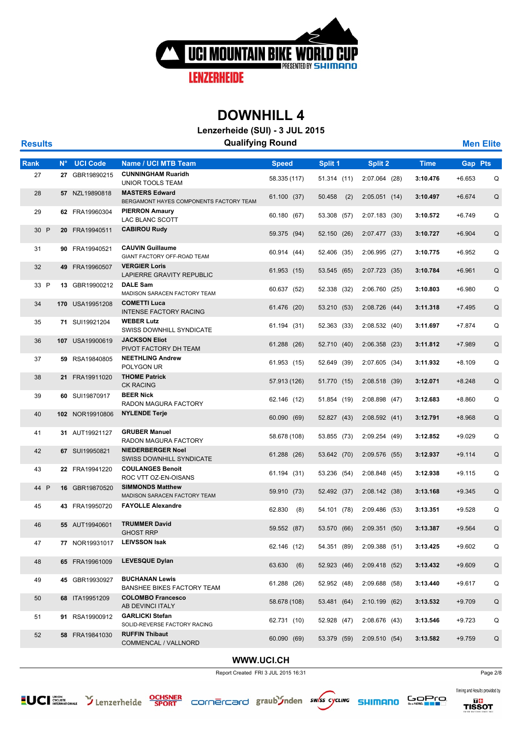# DOWNHILL 4

**Lenzerheide (SUI) - 3 JUL 2015**

**Results** — **Qualifying Round** — **Men Elite**

| Rank | N° | UCI Code | Name / UCI MTB Team | Speed | Split 1 | Split 2 | Time | Gap | Pts |
|---|---|---|---|---|---|---|---|---|---|
| 27 | 27 | GBR19890215 | **CUNNINGHAM Ruaridh** UNIOR TOOLS TEAM | 58.335 (117) | 51.314 (11) | 2:07.064 (28) | **3:10.476** | +6.653 | Q |
| 28 | 57 | NZL19890818 | **MASTERS Edward** BERGAMONT HAYES COMPONENTS FACTORY TEAM | 61.100 (37) | 50.458 (2) | 2:05.051 (14) | **3:10.497** | +6.674 | Q |
| 29 | 62 | FRA19960304 | **PIERRON Amaury** LAC BLANC SCOTT | 60.180 (67) | 53.308 (57) | 2:07.183 (30) | **3:10.572** | +6.749 | Q |
| 30 P | 20 | FRA19940511 | **CABIROU Rudy** | 59.375 (94) | 52.150 (26) | 2:07.477 (33) | **3:10.727** | +6.904 | Q |
| 31 | 90 | FRA19940521 | **CAUVIN Guillaume** GIANT FACTORY OFF-ROAD TEAM | 60.914 (44) | 52.406 (35) | 2:06.995 (27) | **3:10.775** | +6.952 | Q |
| 32 | 49 | FRA19960507 | **VERGIER Loris** LAPIERRE GRAVITY REPUBLIC | 61.953 (15) | 53.545 (65) | 2:07.723 (35) | **3:10.784** | +6.961 | Q |
| 33 P | 13 | GBR19900212 | **DALE Sam** MADISON SARACEN FACTORY TEAM | 60.637 (52) | 52.338 (32) | 2:06.760 (25) | **3:10.803** | +6.980 | Q |
| 34 | 170 | USA19951208 | **COMETTI Luca** INTENSE FACTORY RACING | 61.476 (20) | 53.210 (53) | 2:08.726 (44) | **3:11.318** | +7.495 | Q |
| 35 | 71 | SUI19921204 | **WEBER Lutz** SWISS DOWNHILL SYNDICATE | 61.194 (31) | 52.363 (33) | 2:08.532 (40) | **3:11.697** | +7.874 | Q |
| 36 | 107 | USA19900619 | **JACKSON Eliot** PIVOT FACTORY DH TEAM | 61.288 (26) | 52.710 (40) | 2:06.358 (23) | **3:11.812** | +7.989 | Q |
| 37 | 59 | RSA19840805 | **NEETHLING Andrew** POLYGON UR | 61.953 (15) | 52.649 (39) | 2:07.605 (34) | **3:11.932** | +8.109 | Q |
| 38 | 21 | FRA19911020 | **THOME Patrick** CK RACING | 57.913 (126) | 51.770 (15) | 2:08.518 (39) | **3:12.071** | +8.248 | Q |
| 39 | 60 | SUI19870917 | **BEER Nick** RADON MAGURA FACTORY | 62.146 (12) | 51.854 (19) | 2:08.898 (47) | **3:12.683** | +8.860 | Q |
| 40 | 102 | NOR19910806 | **NYLENDE Terje** | 60.090 (69) | 52.827 (43) | 2:08.592 (41) | **3:12.791** | +8.968 | Q |
| 41 | 31 | AUT19921127 | **GRUBER Manuel** RADON MAGURA FACTORY | 58.678 (108) | 53.855 (73) | 2:09.254 (49) | **3:12.852** | +9.029 | Q |
| 42 | 67 | SUI19950821 | **NIEDERBERGER Noel** SWISS DOWNHILL SYNDICATE | 61.288 (26) | 53.642 (70) | 2:09.576 (55) | **3:12.937** | +9.114 | Q |
| 43 | 22 | FRA19941220 | **COULANGES Benoit** ROC VTT OZ-EN-OISANS | 61.194 (31) | 53.236 (54) | 2:08.848 (45) | **3:12.938** | +9.115 | Q |
| 44 P | 16 | GBR19870520 | **SIMMONDS Matthew** MADISON SARACEN FACTORY TEAM | 59.910 (73) | 52.492 (37) | 2:08.142 (38) | **3:13.168** | +9.345 | Q |
| 45 | 43 | FRA19950720 | **FAYOLLE Alexandre** | 62.830 (8) | 54.101 (78) | 2:09.486 (53) | **3:13.351** | +9.528 | Q |
| 46 | 55 | AUT19940601 | **TRUMMER David** GHOST RRP | 59.552 (87) | 53.570 (66) | 2:09.351 (50) | **3:13.387** | +9.564 | Q |
| 47 | 77 | NOR19931017 | **LEIVSSON Isak** | 62.146 (12) | 54.351 (89) | 2:09.388 (51) | **3:13.425** | +9.602 | Q |
| 48 | 65 | FRA19961009 | **LEVESQUE Dylan** | 63.630 (6) | 52.923 (46) | 2:09.418 (52) | **3:13.432** | +9.609 | Q |
| 49 | 45 | GBR19930927 | **BUCHANAN Lewis** BANSHEE BIKES FACTORY TEAM | 61.288 (26) | 52.952 (48) | 2:09.688 (58) | **3:13.440** | +9.617 | Q |
| 50 | 68 | ITA19951209 | **COLOMBO Francesco** AB DEVINCI ITALY | 58.678 (108) | 53.481 (64) | 2:10.199 (62) | **3:13.532** | +9.709 | Q |
| 51 | 91 | RSA19900912 | **GARLICKI Stefan** SOLID-REVERSE FACTORY RACING | 62.731 (10) | 52.928 (47) | 2:08.676 (43) | **3:13.546** | +9.723 | Q |
| 52 | 58 | FRA19841030 | **RUFFIN Thibaut** COMMENCAL / VALLNORD | 60.090 (69) | 53.379 (59) | 2:09.510 (54) | **3:13.582** | +9.759 | Q |

WWW.UCI.CH

Report Created FRI 3 JUL 2015 16:31

Timing and Results provided by TISSOT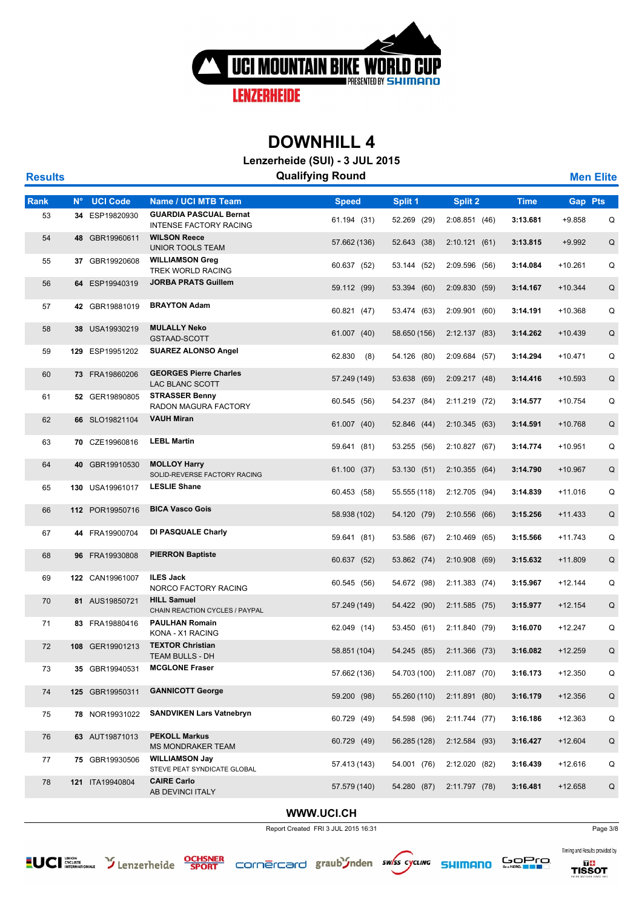# DOWNHILL 4

**Lenzerheide (SUI) - 3 JUL 2015**

**Results** | **Qualifying Round** | **Men Elite**

| Rank | N° | UCI Code | Name / UCI MTB Team | Speed | Split 1 | Split 2 | Time | Gap | Pts |
|---|---|---|---|---|---|---|---|---|---|
| 53 | 34 | ESP19820930 | **GUARDIA PASCUAL Bernat** INTENSE FACTORY RACING | 61.194 (31) | 52.269 (29) | 2:08.851 (46) | 3:13.681 | +9.858 | Q |
| 54 | 48 | GBR19960611 | **WILSON Reece** UNIOR TOOLS TEAM | 57.662 (136) | 52.643 (38) | 2:10.121 (61) | 3:13.815 | +9.992 | Q |
| 55 | 37 | GBR19920608 | **WILLIAMSON Greg** TREK WORLD RACING | 60.637 (52) | 53.144 (52) | 2:09.596 (56) | 3:14.084 | +10.261 | Q |
| 56 | 64 | ESP19940319 | **JORBA PRATS Guillem** | 59.112 (99) | 53.394 (60) | 2:09.830 (59) | 3:14.167 | +10.344 | Q |
| 57 | 42 | GBR19881019 | **BRAYTON Adam** | 60.821 (47) | 53.474 (63) | 2:09.901 (60) | 3:14.191 | +10.368 | Q |
| 58 | 38 | USA19930219 | **MULALLY Neko** GSTAAD-SCOTT | 61.007 (40) | 58.650 (156) | 2:12.137 (83) | 3:14.262 | +10.439 | Q |
| 59 | 129 | ESP19951202 | **SUAREZ ALONSO Angel** | 62.830 (8) | 54.126 (80) | 2:09.684 (57) | 3:14.294 | +10.471 | Q |
| 60 | 73 | FRA19860206 | **GEORGES Pierre Charles** LAC BLANC SCOTT | 57.249 (149) | 53.638 (69) | 2:09.217 (48) | 3:14.416 | +10.593 | Q |
| 61 | 52 | GER19890805 | **STRASSER Benny** RADON MAGURA FACTORY | 60.545 (56) | 54.237 (84) | 2:11.219 (72) | 3:14.577 | +10.754 | Q |
| 62 | 66 | SLO19821104 | **VAUH Miran** | 61.007 (40) | 52.846 (44) | 2:10.345 (63) | 3:14.591 | +10.768 | Q |
| 63 | 70 | CZE19960816 | **LEBL Martin** | 59.641 (81) | 53.255 (56) | 2:10.827 (67) | 3:14.774 | +10.951 | Q |
| 64 | 40 | GBR19910530 | **MOLLOY Harry** SOLID-REVERSE FACTORY RACING | 61.100 (37) | 53.130 (51) | 2:10.355 (64) | 3:14.790 | +10.967 | Q |
| 65 | 130 | USA19961017 | **LESLIE Shane** | 60.453 (58) | 55.555 (118) | 2:12.705 (94) | 3:14.839 | +11.016 | Q |
| 66 | 112 | POR19950716 | **BICA Vasco Gois** | 58.938 (102) | 54.120 (79) | 2:10.556 (66) | 3:15.256 | +11.433 | Q |
| 67 | 44 | FRA19900704 | **DI PASQUALE Charly** | 59.641 (81) | 53.586 (67) | 2:10.469 (65) | 3:15.566 | +11.743 | Q |
| 68 | 96 | FRA19930808 | **PIERRON Baptiste** | 60.637 (52) | 53.862 (74) | 2:10.908 (69) | 3:15.632 | +11.809 | Q |
| 69 | 122 | CAN19961007 | **ILES Jack** NORCO FACTORY RACING | 60.545 (56) | 54.672 (98) | 2:11.383 (74) | 3:15.967 | +12.144 | Q |
| 70 | 81 | AUS19850721 | **HILL Samuel** CHAIN REACTION CYCLES / PAYPAL | 57.249 (149) | 54.422 (90) | 2:11.585 (75) | 3:15.977 | +12.154 | Q |
| 71 | 83 | FRA19880416 | **PAULHAN Romain** KONA - X1 RACING | 62.049 (14) | 53.450 (61) | 2:11.840 (79) | 3:16.070 | +12.247 | Q |
| 72 | 108 | GER19901213 | **TEXTOR Christian** TEAM BULLS - DH | 58.851 (104) | 54.245 (85) | 2:11.366 (73) | 3:16.082 | +12.259 | Q |
| 73 | 35 | GBR19940531 | **MCGLONE Fraser** | 57.662 (136) | 54.703 (100) | 2:11.087 (70) | 3:16.173 | +12.350 | Q |
| 74 | 125 | GBR19950311 | **GANNICOTT George** | 59.200 (98) | 55.260 (110) | 2:11.891 (80) | 3:16.179 | +12.356 | Q |
| 75 | 78 | NOR19931022 | **SANDVIKEN Lars Vatnebryn** | 60.729 (49) | 54.598 (96) | 2:11.744 (77) | 3:16.186 | +12.363 | Q |
| 76 | 63 | AUT19871013 | **PEKOLL Markus** MS MONDRAKER TEAM | 60.729 (49) | 56.285 (128) | 2:12.584 (93) | 3:16.427 | +12.604 | Q |
| 77 | 75 | GBR19930506 | **WILLIAMSON Jay** STEVE PEAT SYNDICATE GLOBAL | 57.413 (143) | 54.001 (76) | 2:12.020 (82) | 3:16.439 | +12.616 | Q |
| 78 | 121 | ITA19940804 | **CAIRE Carlo** AB DEVINCI ITALY | 57.579 (140) | 54.280 (87) | 2:11.797 (78) | 3:16.481 | +12.658 | Q |

**WWW.UCI.CH**

Report Created FRI 3 JUL 2015 16:31

Timing and Results provided by TISSOT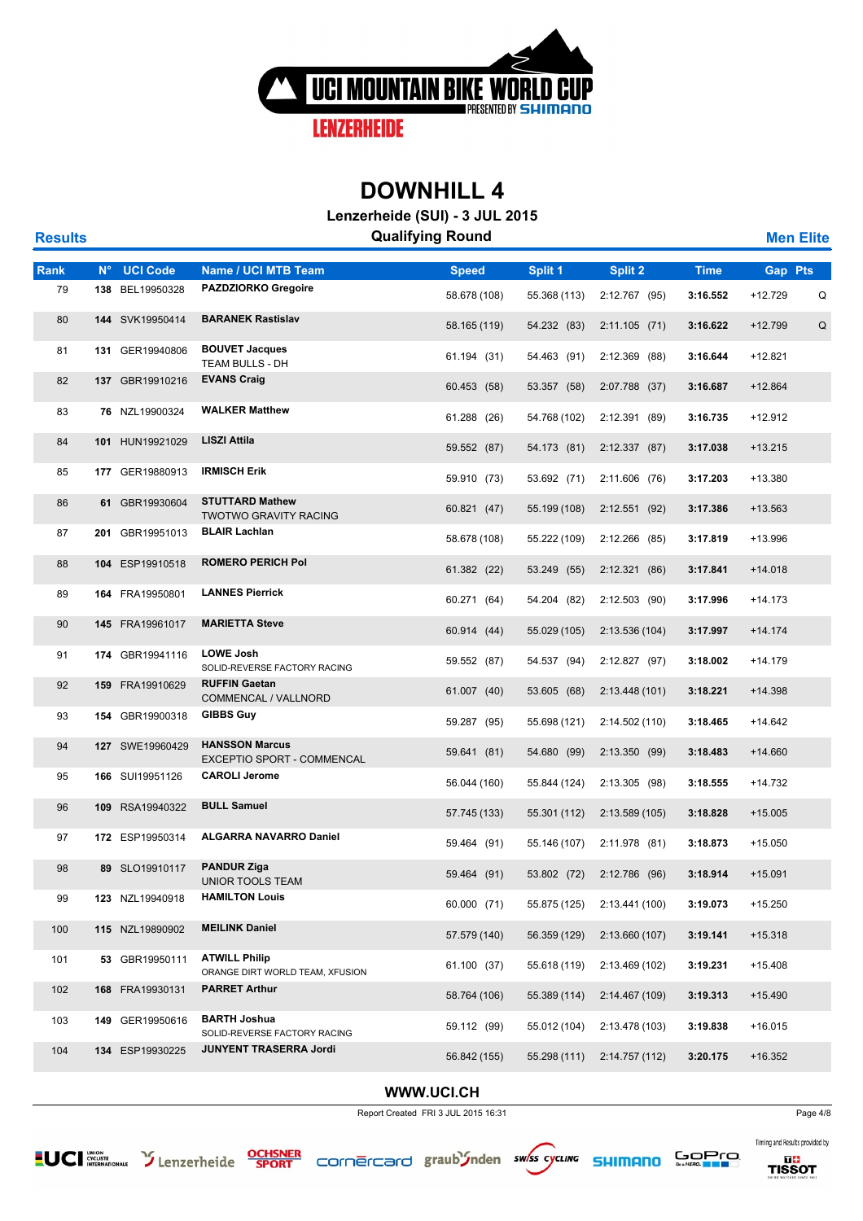# UCI MOUNTAIN BIKE WORLD CUP

PRESENTED BY SHIMANO

LENZERHEIDE

## DOWNHILL 4

**Lenzerheide (SUI) - 3 JUL 2015**

**Results** — **Qualifying Round** — **Men Elite**

| Rank | N° | UCI Code | Name / UCI MTB Team | Speed | Split 1 | Split 2 | Time | Gap | Pts |
|---|---|---|---|---|---|---|---|---|---|
| 79 | 138 | BEL19950328 | **PAZDZIORKO Gregoire** | 58.678 (108) | 55.368 (113) | 2:12.767 (95) | **3:16.552** | +12.729 | Q |
| 80 | 144 | SVK19950414 | **BARANEK Rastislav** | 58.165 (119) | 54.232 (83) | 2:11.105 (71) | **3:16.622** | +12.799 | Q |
| 81 | 131 | GER19940806 | **BOUVET Jacques** TEAM BULLS - DH | 61.194 (31) | 54.463 (91) | 2:12.369 (88) | **3:16.644** | +12.821 | |
| 82 | 137 | GBR19910216 | **EVANS Craig** | 60.453 (58) | 53.357 (58) | 2:07.788 (37) | **3:16.687** | +12.864 | |
| 83 | 76 | NZL19900324 | **WALKER Matthew** | 61.288 (26) | 54.768 (102) | 2:12.391 (89) | **3:16.735** | +12.912 | |
| 84 | 101 | HUN19921029 | **LISZI Attila** | 59.552 (87) | 54.173 (81) | 2:12.337 (87) | **3:17.038** | +13.215 | |
| 85 | 177 | GER19880913 | **IRMISCH Erik** | 59.910 (73) | 53.692 (71) | 2:11.606 (76) | **3:17.203** | +13.380 | |
| 86 | 61 | GBR19930604 | **STUTTARD Mathew** TWOTWO GRAVITY RACING | 60.821 (47) | 55.199 (108) | 2:12.551 (92) | **3:17.386** | +13.563 | |
| 87 | 201 | GBR19951013 | **BLAIR Lachlan** | 58.678 (108) | 55.222 (109) | 2:12.266 (85) | **3:17.819** | +13.996 | |
| 88 | 104 | ESP19910518 | **ROMERO PERICH Pol** | 61.382 (22) | 53.249 (55) | 2:12.321 (86) | **3:17.841** | +14.018 | |
| 89 | 164 | FRA19950801 | **LANNES Pierrick** | 60.271 (64) | 54.204 (82) | 2:12.503 (90) | **3:17.996** | +14.173 | |
| 90 | 145 | FRA19961017 | **MARIETTA Steve** | 60.914 (44) | 55.029 (105) | 2:13.536 (104) | **3:17.997** | +14.174 | |
| 91 | 174 | GBR19941116 | **LOWE Josh** SOLID-REVERSE FACTORY RACING | 59.552 (87) | 54.537 (94) | 2:12.827 (97) | **3:18.002** | +14.179 | |
| 92 | 159 | FRA19910629 | **RUFFIN Gaetan** COMMENCAL / VALLNORD | 61.007 (40) | 53.605 (68) | 2:13.448 (101) | **3:18.221** | +14.398 | |
| 93 | 154 | GBR19900318 | **GIBBS Guy** | 59.287 (95) | 55.698 (121) | 2:14.502 (110) | **3:18.465** | +14.642 | |
| 94 | 127 | SWE19960429 | **HANSSON Marcus** EXCEPTIO SPORT - COMMENCAL | 59.641 (81) | 54.680 (99) | 2:13.350 (99) | **3:18.483** | +14.660 | |
| 95 | 166 | SUI19951126 | **CAROLI Jerome** | 56.044 (160) | 55.844 (124) | 2:13.305 (98) | **3:18.555** | +14.732 | |
| 96 | 109 | RSA19940322 | **BULL Samuel** | 57.745 (133) | 55.301 (112) | 2:13.589 (105) | **3:18.828** | +15.005 | |
| 97 | 172 | ESP19950314 | **ALGARRA NAVARRO Daniel** | 59.464 (91) | 55.146 (107) | 2:11.978 (81) | **3:18.873** | +15.050 | |
| 98 | 89 | SLO19910117 | **PANDUR Ziga** UNIOR TOOLS TEAM | 59.464 (91) | 53.802 (72) | 2:12.786 (96) | **3:18.914** | +15.091 | |
| 99 | 123 | NZL19940918 | **HAMILTON Louis** | 60.000 (71) | 55.875 (125) | 2:13.441 (100) | **3:19.073** | +15.250 | |
| 100 | 115 | NZL19890902 | **MEILINK Daniel** | 57.579 (140) | 56.359 (129) | 2:13.660 (107) | **3:19.141** | +15.318 | |
| 101 | 53 | GBR19950111 | **ATWILL Philip** ORANGE DIRT WORLD TEAM, XFUSION | 61.100 (37) | 55.618 (119) | 2:13.469 (102) | **3:19.231** | +15.408 | |
| 102 | 168 | FRA19930131 | **PARRET Arthur** | 58.764 (106) | 55.389 (114) | 2:14.467 (109) | **3:19.313** | +15.490 | |
| 103 | 149 | GER19950616 | **BARTH Joshua** SOLID-REVERSE FACTORY RACING | 59.112 (99) | 55.012 (104) | 2:13.478 (103) | **3:19.838** | +16.015 | |
| 104 | 134 | ESP19930225 | **JUNYENT TRASERRA Jordi** | 56.842 (155) | 55.298 (111) | 2:14.757 (112) | **3:20.175** | +16.352 | |

**WWW.UCI.CH**

Report Created FRI 3 JUL 2015 16:31

Timing and Results provided by TISSOT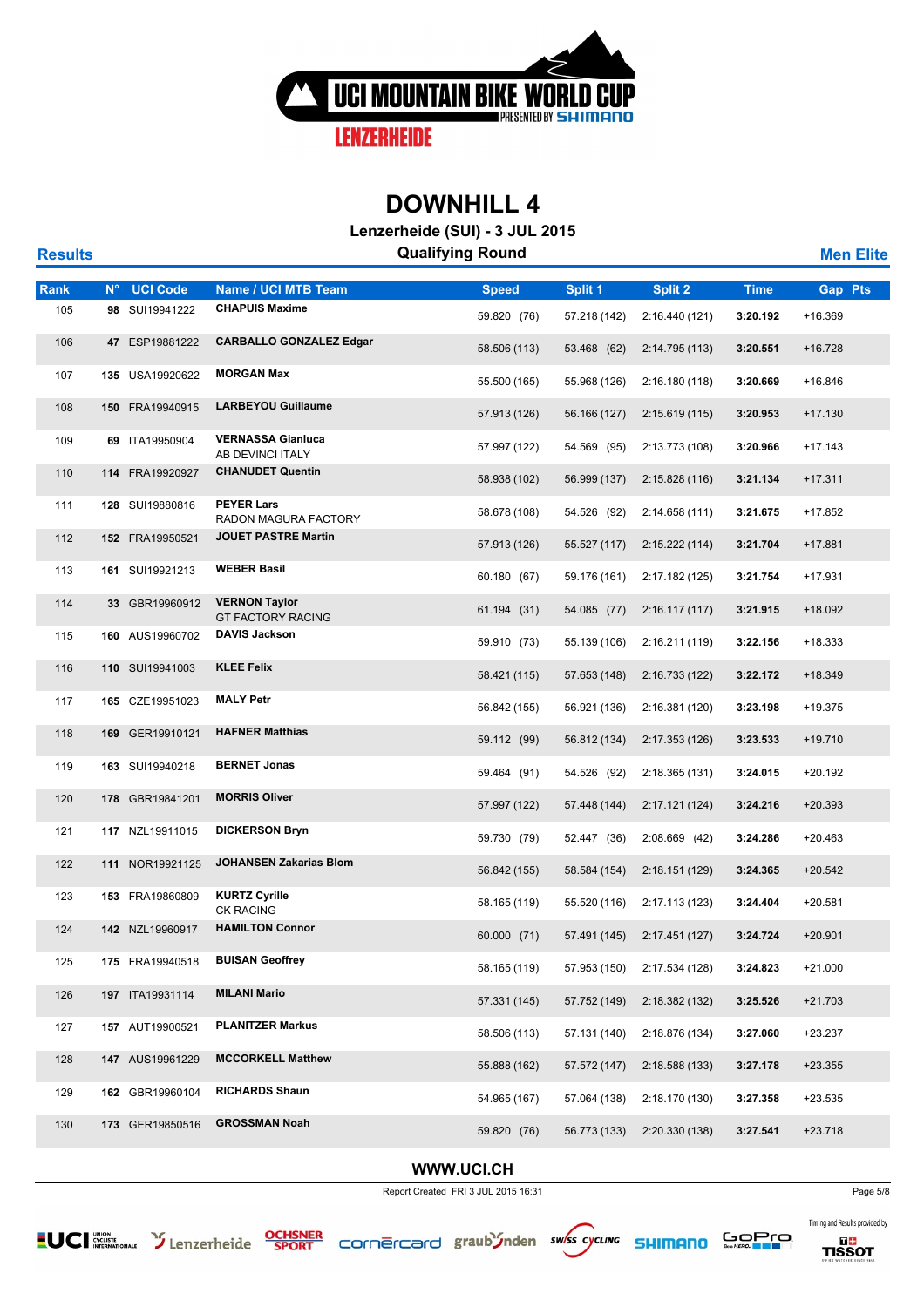# DOWNHILL 4

**Lenzerheide (SUI) - 3 JUL 2015**

**Qualifying Round**

**Results** — **Men Elite**

| Rank | N° | UCI Code | Name / UCI MTB Team | Speed | Split 1 | Split 2 | Time | Gap | Pts |
|---|---|---|---|---|---|---|---|---|---|
| 105 | **98** | SUI19941222 | **CHAPUIS Maxime** | 59.820 (76) | 57.218 (142) | 2:16.440 (121) | **3:20.192** | +16.369 | |
| 106 | **47** | ESP19881222 | **CARBALLO GONZALEZ Edgar** | 58.506 (113) | 53.468 (62) | 2:14.795 (113) | **3:20.551** | +16.728 | |
| 107 | **135** | USA19920622 | **MORGAN Max** | 55.500 (165) | 55.968 (126) | 2:16.180 (118) | **3:20.669** | +16.846 | |
| 108 | **150** | FRA19940915 | **LARBEYOU Guillaume** | 57.913 (126) | 56.166 (127) | 2:15.619 (115) | **3:20.953** | +17.130 | |
| 109 | **69** | ITA19950904 | **VERNASSA Gianluca** AB DEVINCI ITALY | 57.997 (122) | 54.569 (95) | 2:13.773 (108) | **3:20.966** | +17.143 | |
| 110 | **114** | FRA19920927 | **CHANUDET Quentin** | 58.938 (102) | 56.999 (137) | 2:15.828 (116) | **3:21.134** | +17.311 | |
| 111 | **128** | SUI19880816 | **PEYER Lars** RADON MAGURA FACTORY | 58.678 (108) | 54.526 (92) | 2:14.658 (111) | **3:21.675** | +17.852 | |
| 112 | **152** | FRA19950521 | **JOUET PASTRE Martin** | 57.913 (126) | 55.527 (117) | 2:15.222 (114) | **3:21.704** | +17.881 | |
| 113 | **161** | SUI19921213 | **WEBER Basil** | 60.180 (67) | 59.176 (161) | 2:17.182 (125) | **3:21.754** | +17.931 | |
| 114 | **33** | GBR19960912 | **VERNON Taylor** GT FACTORY RACING | 61.194 (31) | 54.085 (77) | 2:16.117 (117) | **3:21.915** | +18.092 | |
| 115 | **160** | AUS19960702 | **DAVIS Jackson** | 59.910 (73) | 55.139 (106) | 2:16.211 (119) | **3:22.156** | +18.333 | |
| 116 | **110** | SUI19941003 | **KLEE Felix** | 58.421 (115) | 57.653 (148) | 2:16.733 (122) | **3:22.172** | +18.349 | |
| 117 | **165** | CZE19951023 | **MALY Petr** | 56.842 (155) | 56.921 (136) | 2:16.381 (120) | **3:23.198** | +19.375 | |
| 118 | **169** | GER19910121 | **HAFNER Matthias** | 59.112 (99) | 56.812 (134) | 2:17.353 (126) | **3:23.533** | +19.710 | |
| 119 | **163** | SUI19940218 | **BERNET Jonas** | 59.464 (91) | 54.526 (92) | 2:18.365 (131) | **3:24.015** | +20.192 | |
| 120 | **178** | GBR19841201 | **MORRIS Oliver** | 57.997 (122) | 57.448 (144) | 2:17.121 (124) | **3:24.216** | +20.393 | |
| 121 | **117** | NZL19911015 | **DICKERSON Bryn** | 59.730 (79) | 52.447 (36) | 2:08.669 (42) | **3:24.286** | +20.463 | |
| 122 | **111** | NOR19921125 | **JOHANSEN Zakarias Blom** | 56.842 (155) | 58.584 (154) | 2:18.151 (129) | **3:24.365** | +20.542 | |
| 123 | **153** | FRA19860809 | **KURTZ Cyrille** CK RACING | 58.165 (119) | 55.520 (116) | 2:17.113 (123) | **3:24.404** | +20.581 | |
| 124 | **142** | NZL19960917 | **HAMILTON Connor** | 60.000 (71) | 57.491 (145) | 2:17.451 (127) | **3:24.724** | +20.901 | |
| 125 | **175** | FRA19940518 | **BUISAN Geoffrey** | 58.165 (119) | 57.953 (150) | 2:17.534 (128) | **3:24.823** | +21.000 | |
| 126 | **197** | ITA19931114 | **MILANI Mario** | 57.331 (145) | 57.752 (149) | 2:18.382 (132) | **3:25.526** | +21.703 | |
| 127 | **157** | AUT19900521 | **PLANITZER Markus** | 58.506 (113) | 57.131 (140) | 2:18.876 (134) | **3:27.060** | +23.237 | |
| 128 | **147** | AUS19961229 | **MCCORKELL Matthew** | 55.888 (162) | 57.572 (147) | 2:18.588 (133) | **3:27.178** | +23.355 | |
| 129 | **162** | GBR19960104 | **RICHARDS Shaun** | 54.965 (167) | 57.064 (138) | 2:18.170 (130) | **3:27.358** | +23.535 | |
| 130 | **173** | GER19850516 | **GROSSMAN Noah** | 59.820 (76) | 56.773 (133) | 2:20.330 (138) | **3:27.541** | +23.718 | |

WWW.UCI.CH

Report Created FRI 3 JUL 2015 16:31

Timing and Results provided by TISSOT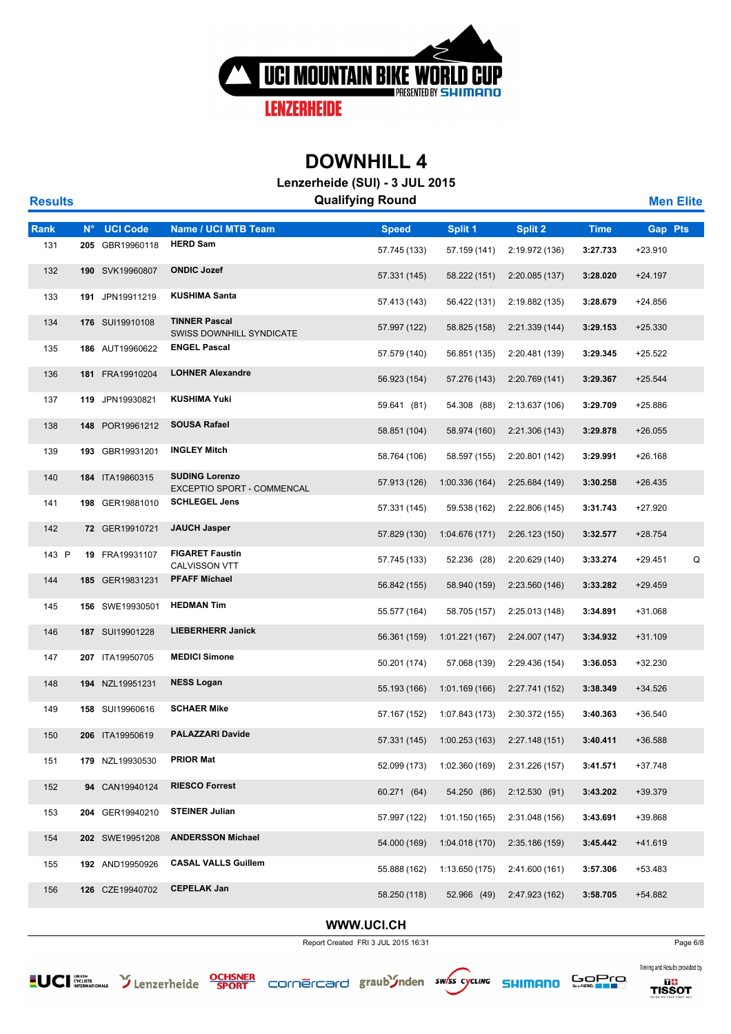# DOWNHILL 4

**Lenzerheide (SUI) - 3 JUL 2015**

**Results** — **Qualifying Round** — **Men Elite**

| Rank | N° | UCI Code | Name / UCI MTB Team | Speed | Split 1 | Split 2 | Time | Gap | Pts |
|---|---|---|---|---|---|---|---|---|---|
| 131 | 205 | GBR19960118 | HERD Sam | 57.745 (133) | 57.159 (141) | 2:19.972 (136) | 3:27.733 | +23.910 | |
| 132 | 190 | SVK19960807 | ONDIC Jozef | 57.331 (145) | 58.222 (151) | 2:20.085 (137) | 3:28.020 | +24.197 | |
| 133 | 191 | JPN19911219 | KUSHIMA Santa | 57.413 (143) | 56.422 (131) | 2:19.882 (135) | 3:28.679 | +24.856 | |
| 134 | 176 | SUI19910108 | TINNER Pascal<br>SWISS DOWNHILL SYNDICATE | 57.997 (122) | 58.825 (158) | 2:21.339 (144) | 3:29.153 | +25.330 | |
| 135 | 186 | AUT19960622 | ENGEL Pascal | 57.579 (140) | 56.851 (135) | 2:20.481 (139) | 3:29.345 | +25.522 | |
| 136 | 181 | FRA19910204 | LOHNER Alexandre | 56.923 (154) | 57.276 (143) | 2:20.769 (141) | 3:29.367 | +25.544 | |
| 137 | 119 | JPN19930821 | KUSHIMA Yuki | 59.641 (81) | 54.308 (88) | 2:13.637 (106) | 3:29.709 | +25.886 | |
| 138 | 148 | POR19961212 | SOUSA Rafael | 58.851 (104) | 58.974 (160) | 2:21.306 (143) | 3:29.878 | +26.055 | |
| 139 | 193 | GBR19931201 | INGLEY Mitch | 58.764 (106) | 58.597 (155) | 2:20.801 (142) | 3:29.991 | +26.168 | |
| 140 | 184 | ITA19860315 | SUDING Lorenzo<br>EXCEPTIO SPORT - COMMENCAL | 57.913 (126) | 1:00.336 (164) | 2:25.684 (149) | 3:30.258 | +26.435 | |
| 141 | 198 | GER19881010 | SCHLEGEL Jens | 57.331 (145) | 59.538 (162) | 2:22.806 (145) | 3:31.743 | +27.920 | |
| 142 | 72 | GER19910721 | JAUCH Jasper | 57.829 (130) | 1:04.676 (171) | 2:26.123 (150) | 3:32.577 | +28.754 | |
| 143 P | 19 | FRA19931107 | FIGARET Faustin<br>CALVISSON VTT | 57.745 (133) | 52.236 (28) | 2:20.629 (140) | 3:33.274 | +29.451 | Q |
| 144 | 185 | GER19831231 | PFAFF Michael | 56.842 (155) | 58.940 (159) | 2:23.560 (146) | 3:33.282 | +29.459 | |
| 145 | 156 | SWE19930501 | HEDMAN Tim | 55.577 (164) | 58.705 (157) | 2:25.013 (148) | 3:34.891 | +31.068 | |
| 146 | 187 | SUI19901228 | LIEBERHERR Janick | 56.361 (159) | 1:01.221 (167) | 2:24.007 (147) | 3:34.932 | +31.109 | |
| 147 | 207 | ITA19950705 | MEDICI Simone | 50.201 (174) | 57.068 (139) | 2:29.436 (154) | 3:36.053 | +32.230 | |
| 148 | 194 | NZL19951231 | NESS Logan | 55.193 (166) | 1:01.169 (166) | 2:27.741 (152) | 3:38.349 | +34.526 | |
| 149 | 158 | SUI19960616 | SCHAER Mike | 57.167 (152) | 1:07.843 (173) | 2:30.372 (155) | 3:40.363 | +36.540 | |
| 150 | 206 | ITA19950619 | PALAZZARI Davide | 57.331 (145) | 1:00.253 (163) | 2:27.148 (151) | 3:40.411 | +36.588 | |
| 151 | 179 | NZL19930530 | PRIOR Mat | 52.099 (173) | 1:02.360 (169) | 2:31.226 (157) | 3:41.571 | +37.748 | |
| 152 | 94 | CAN19940124 | RIESCO Forrest | 60.271 (64) | 54.250 (86) | 2:12.530 (91) | 3:43.202 | +39.379 | |
| 153 | 204 | GER19940210 | STEINER Julian | 57.997 (122) | 1:01.150 (165) | 2:31.048 (156) | 3:43.691 | +39.868 | |
| 154 | 202 | SWE19951208 | ANDERSSON Michael | 54.000 (169) | 1:04.018 (170) | 2:35.186 (159) | 3:45.442 | +41.619 | |
| 155 | 192 | AND19950926 | CASAL VALLS Guillem | 55.888 (162) | 1:13.650 (175) | 2:41.600 (161) | 3:57.306 | +53.483 | |
| 156 | 126 | CZE19940702 | CEPELAK Jan | 58.250 (118) | 52.966 (49) | 2:47.923 (162) | 3:58.705 | +54.882 | |

WWW.UCI.CH

Report Created FRI 3 JUL 2015 16:31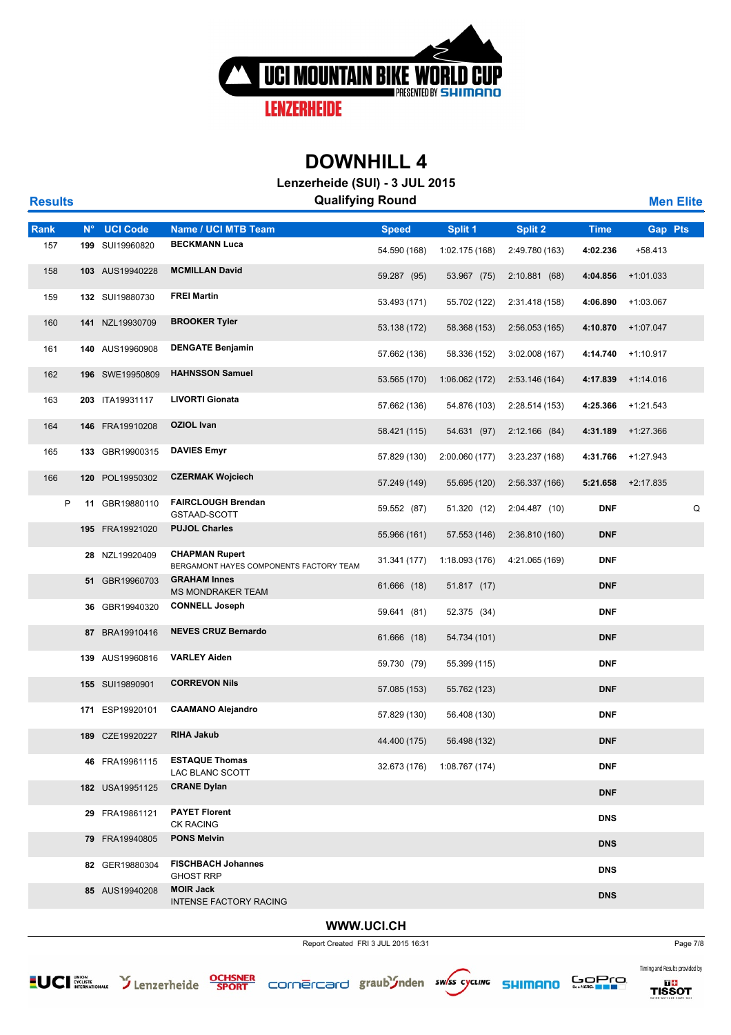# DOWNHILL 4

**Lenzerheide (SUI) - 3 JUL 2015**

**Qualifying Round**

**Results** | **Men Elite**

| Rank | N° | UCI Code | Name / UCI MTB Team | Speed | Split 1 | Split 2 | Time | Gap | Pts |
|---|---|---|---|---|---|---|---|---|---|
| 157 | 199 | SUI19960820 | **BECKMANN Luca** | 54.590 (168) | 1:02.175 (168) | 2:49.780 (163) | **4:02.236** | +58.413 | |
| 158 | 103 | AUS19940228 | **MCMILLAN David** | 59.287 (95) | 53.967 (75) | 2:10.881 (68) | **4:04.856** | +1:01.033 | |
| 159 | 132 | SUI19880730 | **FREI Martin** | 53.493 (171) | 55.702 (122) | 2:31.418 (158) | **4:06.890** | +1:03.067 | |
| 160 | 141 | NZL19930709 | **BROOKER Tyler** | 53.138 (172) | 58.368 (153) | 2:56.053 (165) | **4:10.870** | +1:07.047 | |
| 161 | 140 | AUS19960908 | **DENGATE Benjamin** | 57.662 (136) | 58.336 (152) | 3:02.008 (167) | **4:14.740** | +1:10.917 | |
| 162 | 196 | SWE19950809 | **HAHNSSON Samuel** | 53.565 (170) | 1:06.062 (172) | 2:53.146 (164) | **4:17.839** | +1:14.016 | |
| 163 | 203 | ITA19931117 | **LIVORTI Gionata** | 57.662 (136) | 54.876 (103) | 2:28.514 (153) | **4:25.366** | +1:21.543 | |
| 164 | 146 | FRA19910208 | **OZIOL Ivan** | 58.421 (115) | 54.631 (97) | 2:12.166 (84) | **4:31.189** | +1:27.366 | |
| 165 | 133 | GBR19900315 | **DAVIES Emyr** | 57.829 (130) | 2:00.060 (177) | 3:23.237 (168) | **4:31.766** | +1:27.943 | |
| 166 | 120 | POL19950302 | **CZERMAK Wojciech** | 57.249 (149) | 55.695 (120) | 2:56.337 (166) | **5:21.658** | +2:17.835 | |
| P | 11 | GBR19880110 | **FAIRCLOUGH Brendan** GSTAAD-SCOTT | 59.552 (87) | 51.320 (12) | 2:04.487 (10) | **DNF** | | Q |
| | 195 | FRA19921020 | **PUJOL Charles** | 55.966 (161) | 57.553 (146) | 2:36.810 (160) | **DNF** | | |
| | 28 | NZL19920409 | **CHAPMAN Rupert** BERGAMONT HAYES COMPONENTS FACTORY TEAM | 31.341 (177) | 1:18.093 (176) | 4:21.065 (169) | **DNF** | | |
| | 51 | GBR19960703 | **GRAHAM Innes** MS MONDRAKER TEAM | 61.666 (18) | 51.817 (17) | | **DNF** | | |
| | 36 | GBR19940320 | **CONNELL Joseph** | 59.641 (81) | 52.375 (34) | | **DNF** | | |
| | 87 | BRA19910416 | **NEVES CRUZ Bernardo** | 61.666 (18) | 54.734 (101) | | **DNF** | | |
| | 139 | AUS19960816 | **VARLEY Aiden** | 59.730 (79) | 55.399 (115) | | **DNF** | | |
| | 155 | SUI19890901 | **CORREVON Nils** | 57.085 (153) | 55.762 (123) | | **DNF** | | |
| | 171 | ESP19920101 | **CAAMANO Alejandro** | 57.829 (130) | 56.408 (130) | | **DNF** | | |
| | 189 | CZE19920227 | **RIHA Jakub** | 44.400 (175) | 56.498 (132) | | **DNF** | | |
| | 46 | FRA19961115 | **ESTAQUE Thomas** LAC BLANC SCOTT | 32.673 (176) | 1:08.767 (174) | | **DNF** | | |
| | 182 | USA19951125 | **CRANE Dylan** | | | | **DNF** | | |
| | 29 | FRA19861121 | **PAYET Florent** CK RACING | | | | **DNS** | | |
| | 79 | FRA19940805 | **PONS Melvin** | | | | **DNS** | | |
| | 82 | GER19880304 | **FISCHBACH Johannes** GHOST RRP | | | | **DNS** | | |
| | 85 | AUS19940208 | **MOIR Jack** INTENSE FACTORY RACING | | | | **DNS** | | |

**WWW.UCI.CH**

Report Created FRI 3 JUL 2015 16:31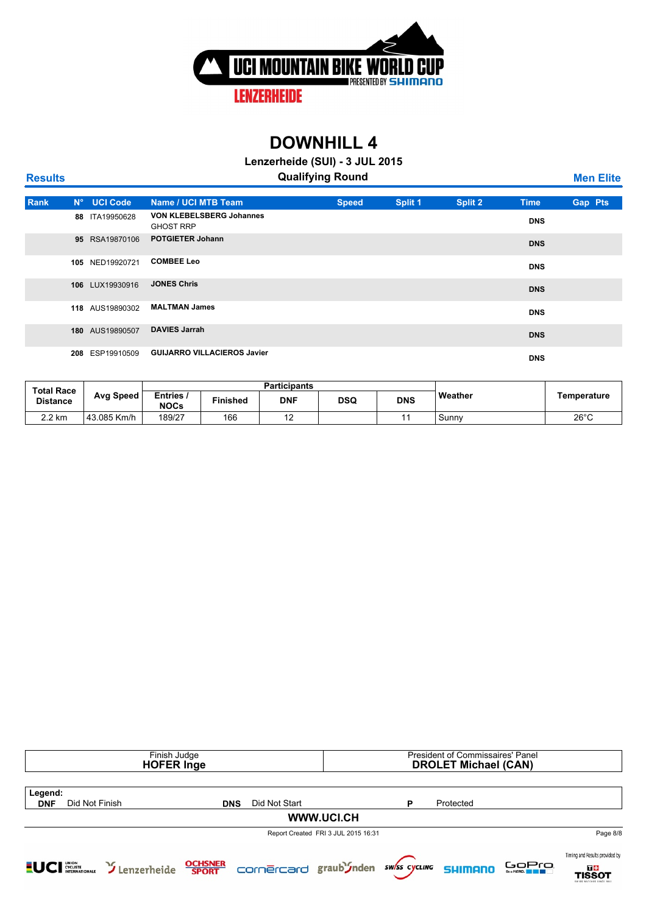UCI MOUNTAIN BIKE WORLD CUP PRESENTED BY SHIMANO

LENZERHEIDE

# DOWNHILL 4

**Lenzerheide (SUI) - 3 JUL 2015**

**Results** | **Qualifying Round** | **Men Elite**

| Rank | N° | UCI Code | Name / UCI MTB Team | Speed | Split 1 | Split 2 | Time | Gap | Pts |
|---|---|---|---|---|---|---|---|---|---|
| | 88 | ITA19950628 | **VON KLEBELSBERG Johannes** GHOST RRP | | | | DNS | | |
| | 95 | RSA19870106 | **POTGIETER Johann** | | | | DNS | | |
| | 105 | NED19920721 | **COMBEE Leo** | | | | DNS | | |
| | 106 | LUX19930916 | **JONES Chris** | | | | DNS | | |
| | 118 | AUS19890302 | **MALTMAN James** | | | | DNS | | |
| | 180 | AUS19890507 | **DAVIES Jarrah** | | | | DNS | | |
| | 208 | ESP19910509 | **GUIJARRO VILLACIEROS Javier** | | | | DNS | | |

| Total Race Distance | Avg Speed | Participants | | | | | Weather | Temperature |
|---|---|---|---|---|---|---|---|---|
| | | Entries / NOCs | Finished | DNF | DSQ | DNS | | |
| 2.2 km | 43.085 Km/h | 189/27 | 166 | 12 | | 11 | Sunny | 26°C |

| Finish Judge | President of Commissaires' Panel |
|---|---|
| **HOFER Inge** | **DROLET Michael (CAN)** |

**Legend:**
**DNF** Did Not Finish **DNS** Did Not Start **P** Protected

**WWW.UCI.CH**

Report Created FRI 3 JUL 2015 16:31

Timing and Results provided by TISSOT